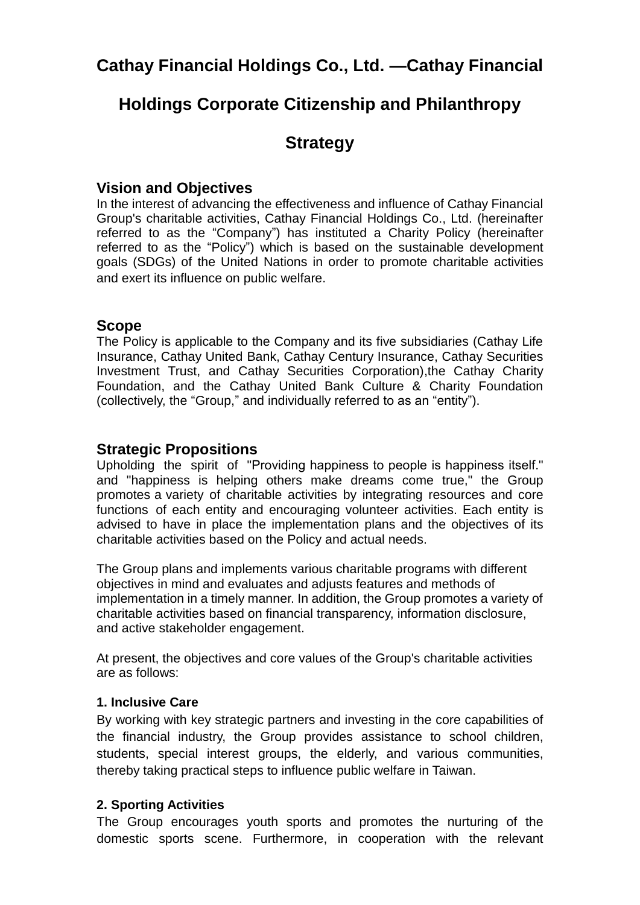# Cathay Financial Holdings Co., Ltd. —Cathay Financial Holdings Corporate Citizenship and Philanthropy Strategy

## Vision and Objectives

In the interest of advancing the effectiveness and influence of Cathay Financial Group's charitable activities, Cathay Financial Holdings Co., Ltd. (hereinafter referred to as the "Company") has instituted a Charity Policy (hereinafter referred to as the "Policy") which is based on the sustainable development goals (SDGs) of the United Nations in order to promote charitable activities and exert its influence on public welfare.

## Scope

The Policy is applicable to the Company and its five subsidiaries (Cathay Life Insurance, Cathay United Bank, Cathay Century Insurance, Cathay Securities Investment Trust, and Cathay Securities Corporation),the Cathay Charity Foundation, and the Cathay United Bank Culture & Charity Foundation (collectively, the "Group," and individually referred to as an "entity").

## Strategic Propositions

Upholding the spirit of "Providing happiness to people is happiness itself." and "happiness is helping others make dreams come true," the Group promotes a variety of charitable activities by integrating resources and core functions of each entity and encouraging volunteer activities. Each entity is advised to have in place the implementation plans and the objectives of its charitable activities based on the Policy and actual needs.

The Group plans and implements various charitable programs with different objectives in mind and evaluates and adjusts features and methods of implementation in a timely manner. In addition, the Group promotes a variety of charitable activities based on financial transparency, information disclosure, and active stakeholder engagement.

At present, the objectives and core values of the Group's charitable activities are as follows:

#### 1. Inclusive Care

By working with key strategic partners and investing in the core capabilities of the financial industry, the Group provides assistance to school children, students, special interest groups, the elderly, and various communities, thereby taking practical steps to influence public welfare in Taiwan.

#### 2. Sporting Activities

The Group encourages youth sports and promotes the nurturing of the domestic sports scene. Furthermore, in cooperation with the relevant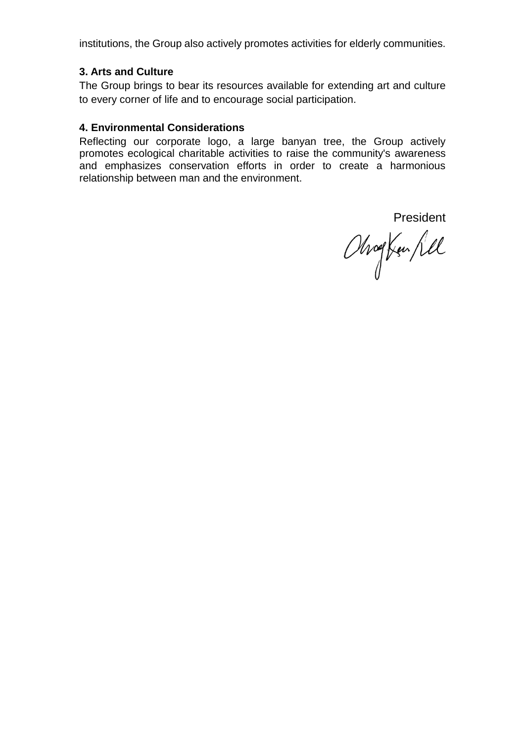institutions, the Group also actively promotes activities for elderly communities.

**3. Arts and Culture**

The Group brings to bear its resources available for extending art and culture to every corner of life and to encourage social participation.

**4. Environmental Considerations**

Reflecting our corporate logo, a large banyan tree, the Group actively promotes ecological charitable activities to raise the community's awareness and emphasizes conservation efforts in order to create a harmonious relationship between man and the environment.

President